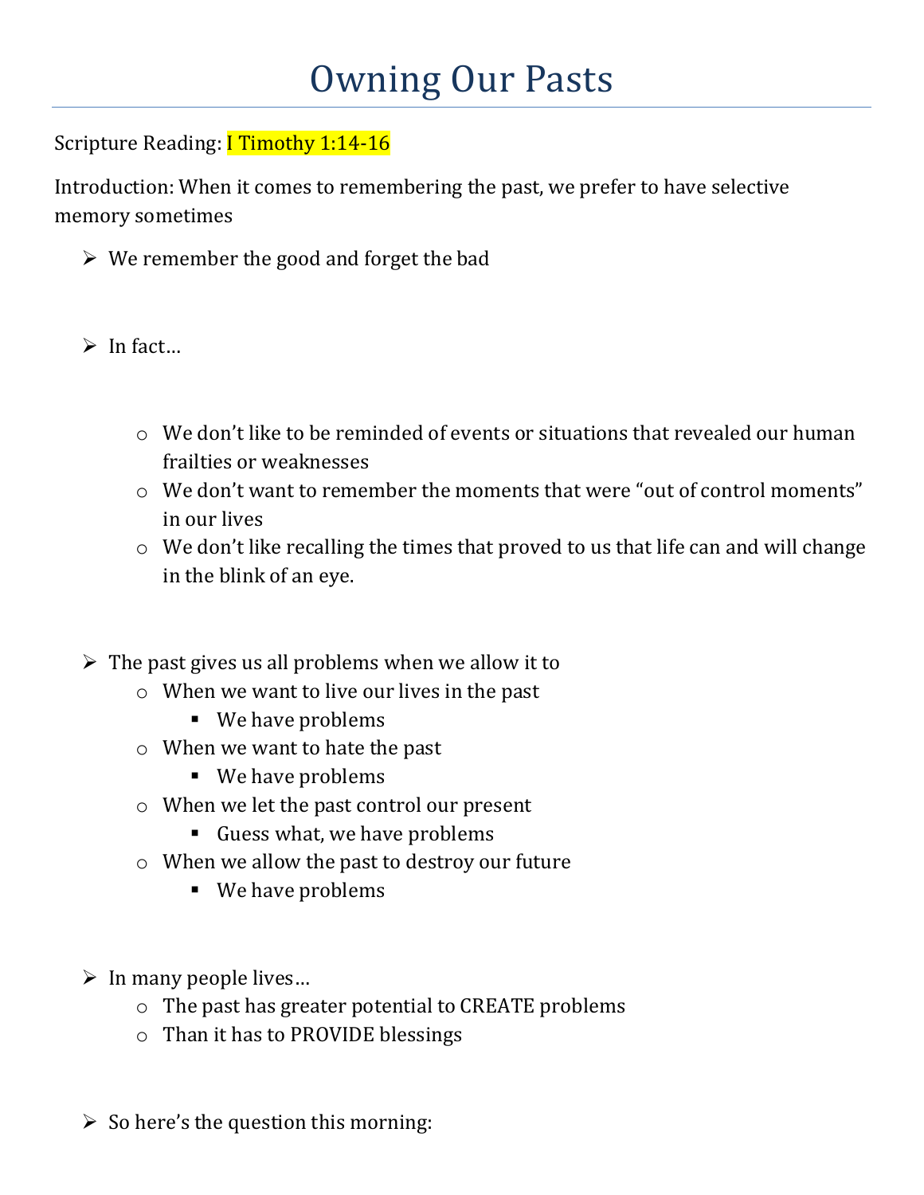# Owning Our Pasts

Scripture Reading: I Timothy 1:14-16

Introduction: When it comes to remembering the past, we prefer to have selective memory sometimes

- We remember the good and forget the bad

- In fact…
  - We don't like to be reminded of events or situations that revealed our human frailties or weaknesses
  - We don't want to remember the moments that were "out of control moments" in our lives
  - We don't like recalling the times that proved to us that life can and will change in the blink of an eye.

- The past gives us all problems when we allow it to
  - When we want to live our lives in the past
    - We have problems
  - When we want to hate the past
    - We have problems
  - When we let the past control our present
    - Guess what, we have problems
  - When we allow the past to destroy our future
    - We have problems

- In many people lives…
  - The past has greater potential to CREATE problems
  - Than it has to PROVIDE blessings

- So here's the question this morning: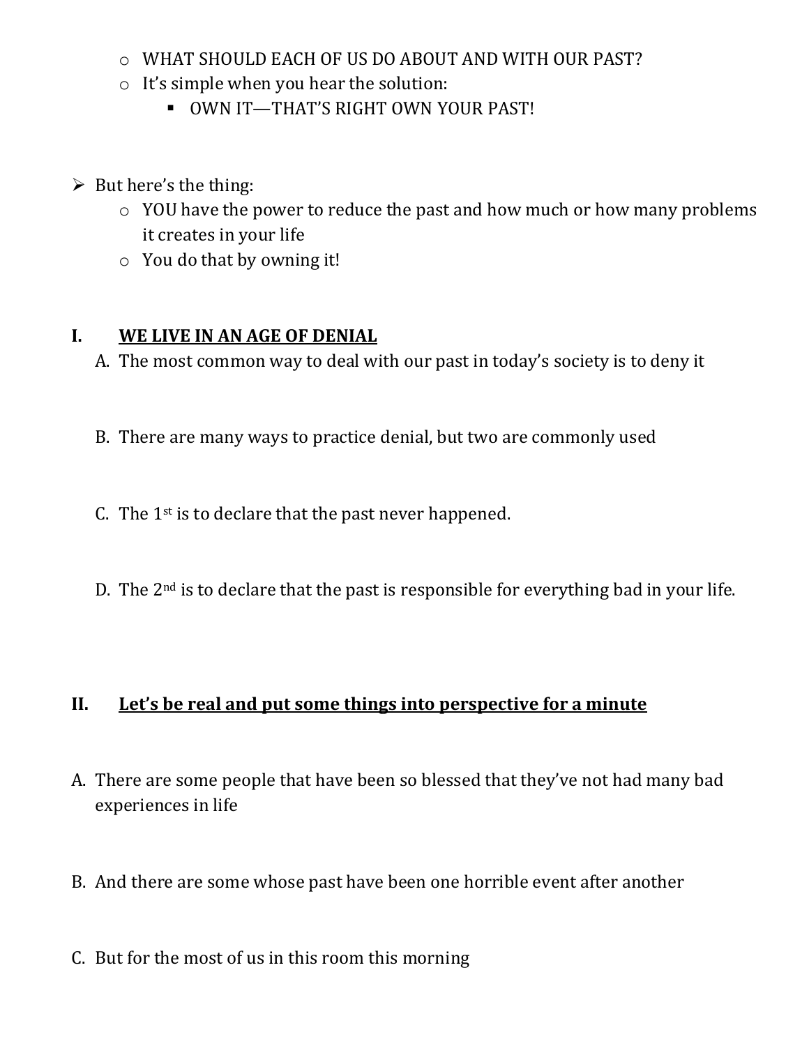- WHAT SHOULD EACH OF US DO ABOUT AND WITH OUR PAST?
- It's simple when you hear the solution:
  - OWN IT—THAT'S RIGHT OWN YOUR PAST!

- But here's the thing:
  - YOU have the power to reduce the past and how much or how many problems it creates in your life
  - You do that by owning it!

## I. <u>**WE LIVE IN AN AGE OF DENIAL**</u>

A. The most common way to deal with our past in today's society is to deny it

B. There are many ways to practice denial, but two are commonly used

C. The 1st is to declare that the past never happened.

D. The 2nd is to declare that the past is responsible for everything bad in your life.

## II. <u>**Let's be real and put some things into perspective for a minute**</u>

A. There are some people that have been so blessed that they've not had many bad experiences in life

B. And there are some whose past have been one horrible event after another

C. But for the most of us in this room this morning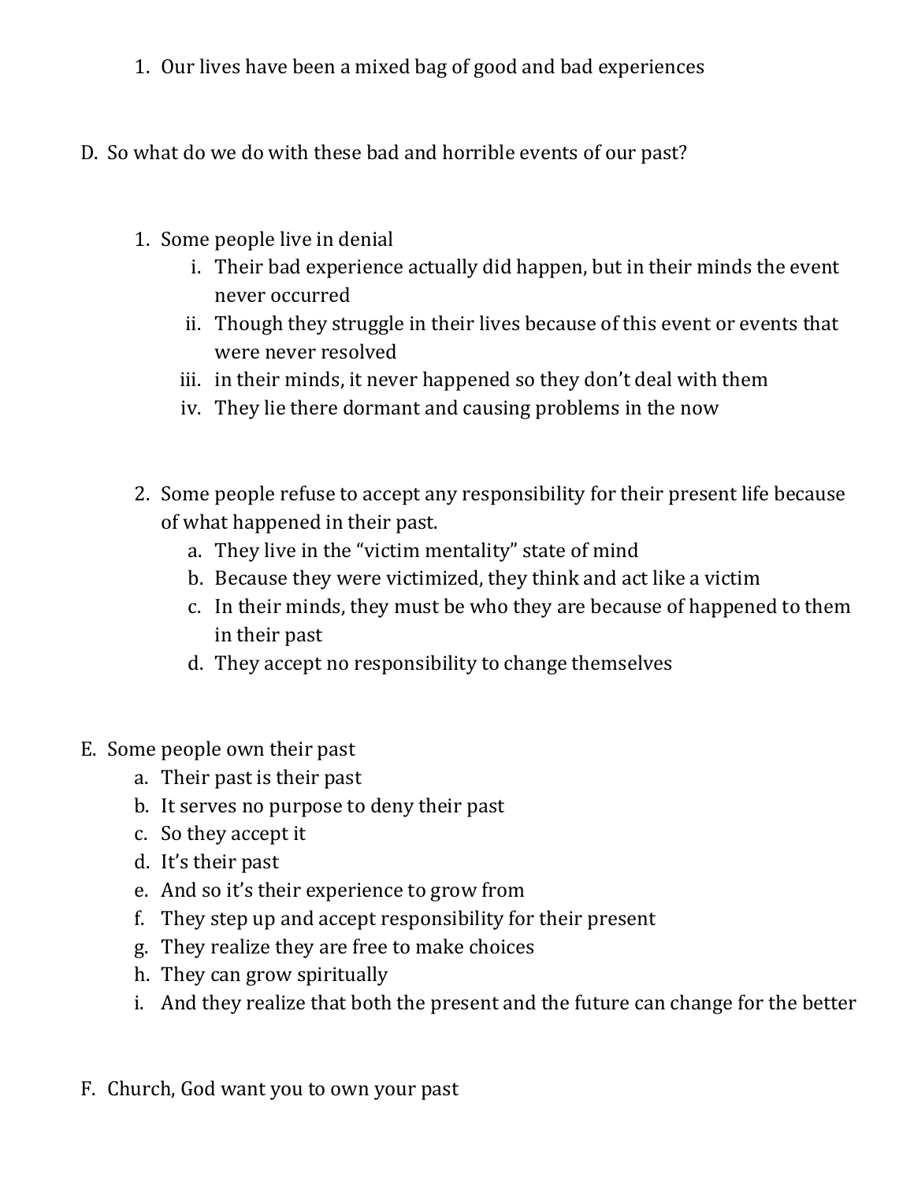1. Our lives have been a mixed bag of good and bad experiences

D. So what do we do with these bad and horrible events of our past?

1. Some people live in denial
    - i. Their bad experience actually did happen, but in their minds the event never occurred
    - ii. Though they struggle in their lives because of this event or events that were never resolved
    - iii. in their minds, it never happened so they don't deal with them
    - iv. They lie there dormant and causing problems in the now

2. Some people refuse to accept any responsibility for their present life because of what happened in their past.
    - a. They live in the "victim mentality" state of mind
    - b. Because they were victimized, they think and act like a victim
    - c. In their minds, they must be who they are because of happened to them in their past
    - d. They accept no responsibility to change themselves

E. Some people own their past
- a. Their past is their past
- b. It serves no purpose to deny their past
- c. So they accept it
- d. It's their past
- e. And so it's their experience to grow from
- f. They step up and accept responsibility for their present
- g. They realize they are free to make choices
- h. They can grow spiritually
- i. And they realize that both the present and the future can change for the better

F. Church, God want you to own your past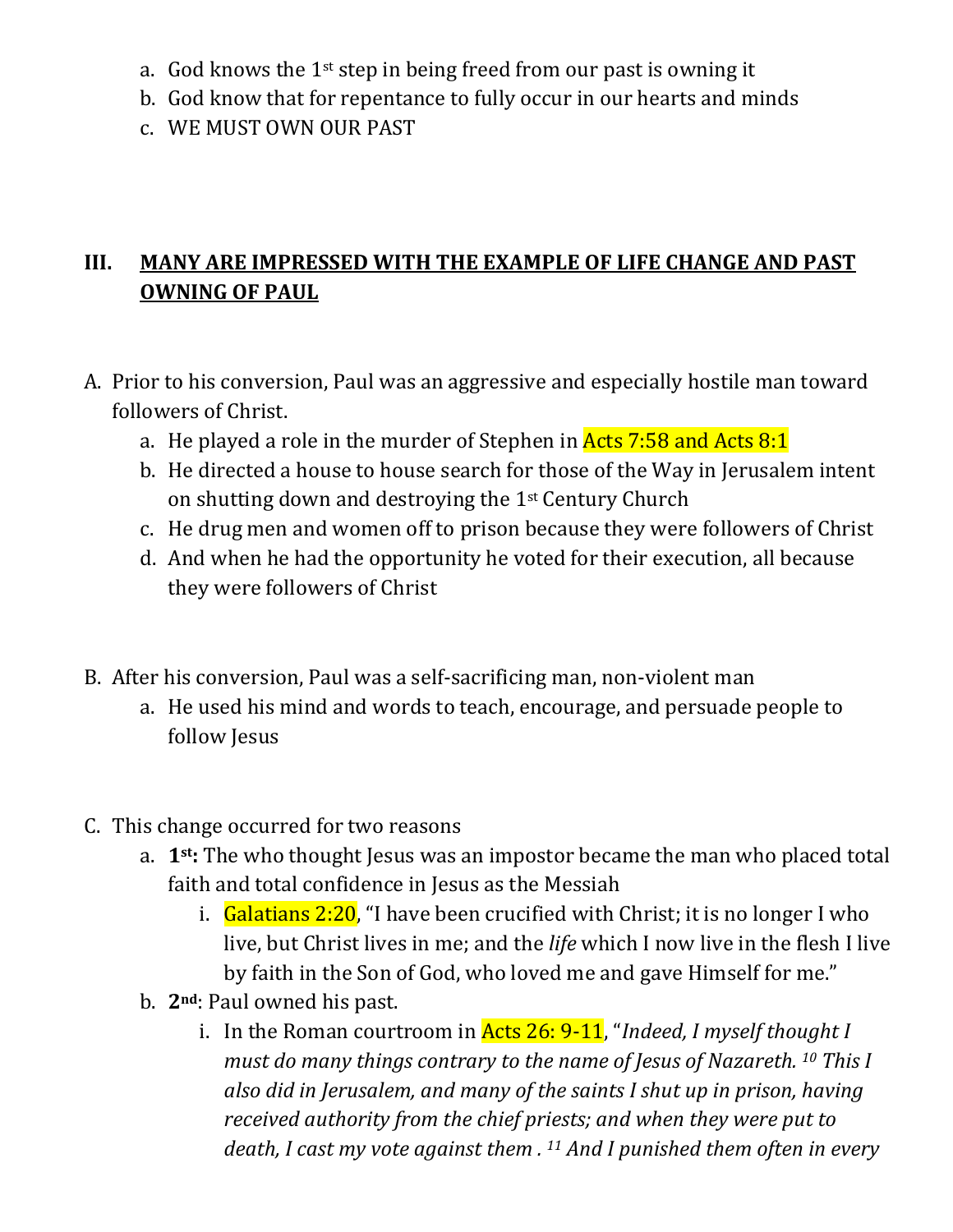a. God knows the 1st step in being freed from our past is owning it
b. God know that for repentance to fully occur in our hearts and minds
c. WE MUST OWN OUR PAST

## III. **MANY ARE IMPRESSED WITH THE EXAMPLE OF LIFE CHANGE AND PAST OWNING OF PAUL**

A. Prior to his conversion, Paul was an aggressive and especially hostile man toward followers of Christ.
   a. He played a role in the murder of Stephen in Acts 7:58 and Acts 8:1
   b. He directed a house to house search for those of the Way in Jerusalem intent on shutting down and destroying the 1st Century Church
   c. He drug men and women off to prison because they were followers of Christ
   d. And when he had the opportunity he voted for their execution, all because they were followers of Christ

B. After his conversion, Paul was a self-sacrificing man, non-violent man
   a. He used his mind and words to teach, encourage, and persuade people to follow Jesus

C. This change occurred for two reasons
   a. **1st:** The who thought Jesus was an impostor became the man who placed total faith and total confidence in Jesus as the Messiah
      i. Galatians 2:20, "I have been crucified with Christ; it is no longer I who live, but Christ lives in me; and the *life* which I now live in the flesh I live by faith in the Son of God, who loved me and gave Himself for me."
   b. **2nd**: Paul owned his past.
      i. In the Roman courtroom in Acts 26: 9-11, "*Indeed, I myself thought I must do many things contrary to the name of Jesus of Nazareth. 10 This I also did in Jerusalem, and many of the saints I shut up in prison, having received authority from the chief priests; and when they were put to death, I cast my vote against them . 11 And I punished them often in every*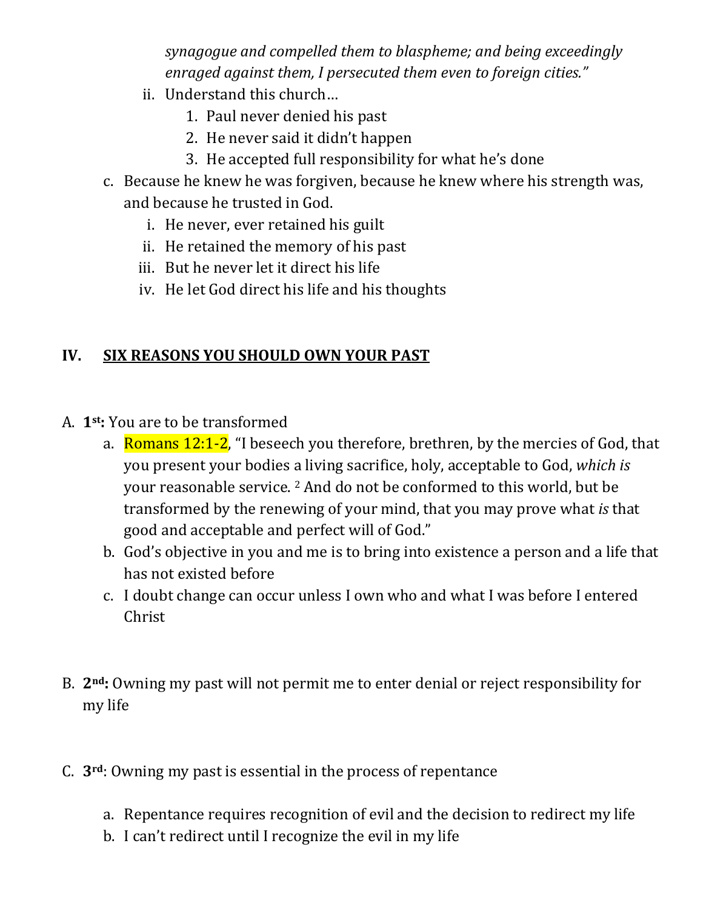*synagogue and compelled them to blaspheme; and being exceedingly enraged against them, I persecuted them even to foreign cities."*

- ii. Understand this church…
    1. Paul never denied his past
    2. He never said it didn't happen
    3. He accepted full responsibility for what he's done

c. Because he knew he was forgiven, because he knew where his strength was, and because he trusted in God.
- i. He never, ever retained his guilt
- ii. He retained the memory of his past
- iii. But he never let it direct his life
- iv. He let God direct his life and his thoughts

## IV. <u>SIX REASONS YOU SHOULD OWN YOUR PAST</u>

A. **1st:** You are to be transformed

- a. Romans 12:1-2, "I beseech you therefore, brethren, by the mercies of God, that you present your bodies a living sacrifice, holy, acceptable to God, *which is* your reasonable service. [2] And do not be conformed to this world, but be transformed by the renewing of your mind, that you may prove what *is* that good and acceptable and perfect will of God."
- b. God's objective in you and me is to bring into existence a person and a life that has not existed before
- c. I doubt change can occur unless I own who and what I was before I entered Christ

B. **2nd:** Owning my past will not permit me to enter denial or reject responsibility for my life

C. **3rd**: Owning my past is essential in the process of repentance

- a. Repentance requires recognition of evil and the decision to redirect my life
- b. I can't redirect until I recognize the evil in my life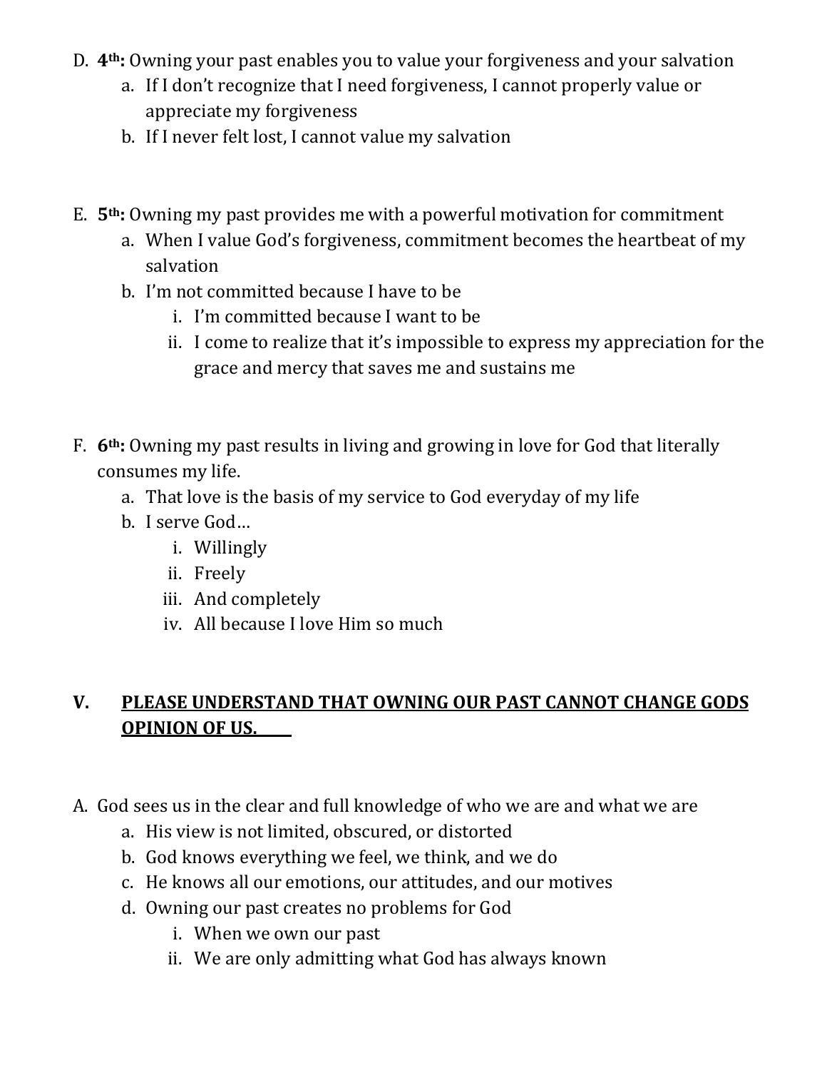D. **4th:** Owning your past enables you to value your forgiveness and your salvation
    a. If I don't recognize that I need forgiveness, I cannot properly value or appreciate my forgiveness
    b. If I never felt lost, I cannot value my salvation

E. **5th:** Owning my past provides me with a powerful motivation for commitment
    a. When I value God's forgiveness, commitment becomes the heartbeat of my salvation
    b. I'm not committed because I have to be
        i. I'm committed because I want to be
        ii. I come to realize that it's impossible to express my appreciation for the grace and mercy that saves me and sustains me

F. **6th:** Owning my past results in living and growing in love for God that literally consumes my life.
    a. That love is the basis of my service to God everyday of my life
    b. I serve God…
        i. Willingly
        ii. Freely
        iii. And completely
        iv. All because I love Him so much

## V. <u>PLEASE UNDERSTAND THAT OWNING OUR PAST CANNOT CHANGE GODS OPINION OF US.</u>

A. God sees us in the clear and full knowledge of who we are and what we are
    a. His view is not limited, obscured, or distorted
    b. God knows everything we feel, we think, and we do
    c. He knows all our emotions, our attitudes, and our motives
    d. Owning our past creates no problems for God
        i. When we own our past
        ii. We are only admitting what God has always known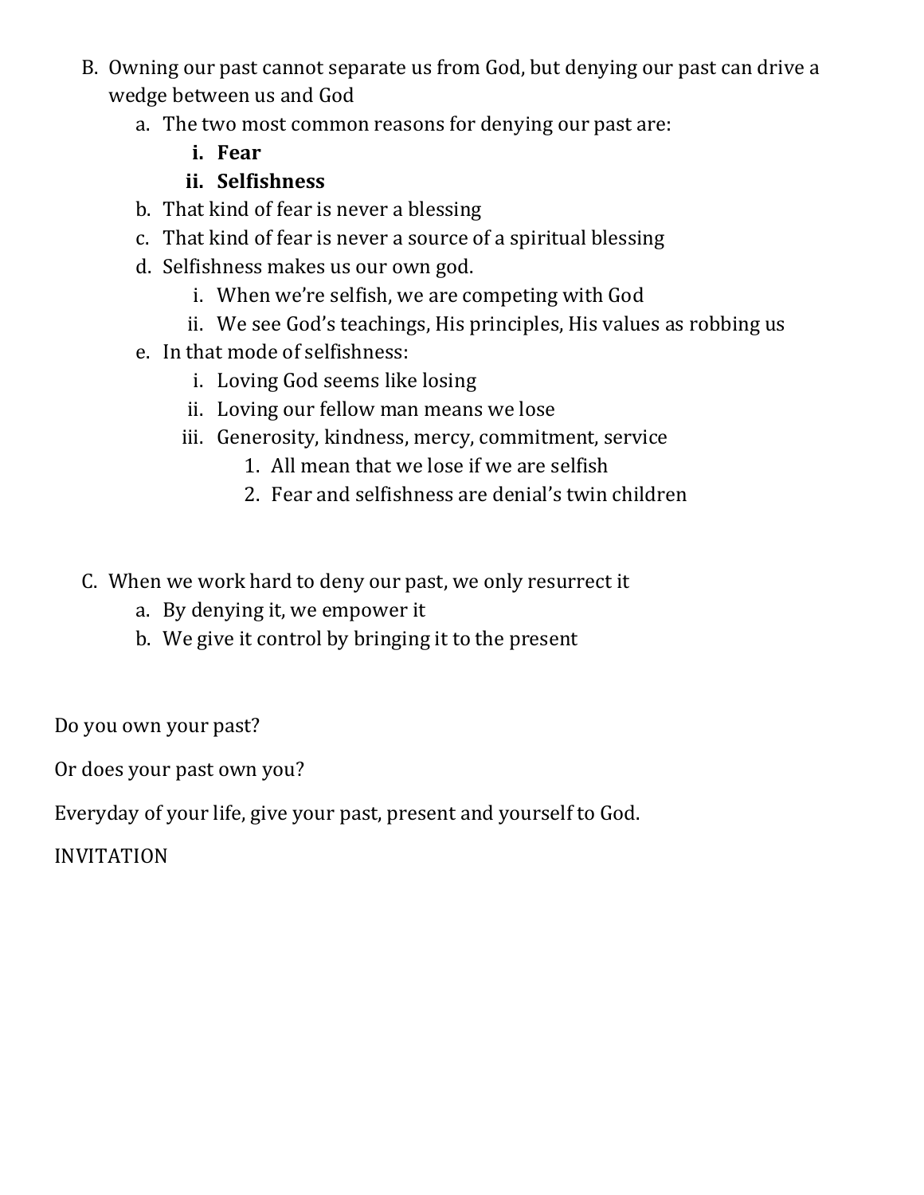B. Owning our past cannot separate us from God, but denying our past can drive a wedge between us and God
    a. The two most common reasons for denying our past are:
        i. **Fear**
        ii. **Selfishness**
    b. That kind of fear is never a blessing
    c. That kind of fear is never a source of a spiritual blessing
    d. Selfishness makes us our own god.
        i. When we're selfish, we are competing with God
        ii. We see God's teachings, His principles, His values as robbing us
    e. In that mode of selfishness:
        i. Loving God seems like losing
        ii. Loving our fellow man means we lose
        iii. Generosity, kindness, mercy, commitment, service
            1. All mean that we lose if we are selfish
            2. Fear and selfishness are denial's twin children

C. When we work hard to deny our past, we only resurrect it
    a. By denying it, we empower it
    b. We give it control by bringing it to the present

Do you own your past?

Or does your past own you?

Everyday of your life, give your past, present and yourself to God.

INVITATION